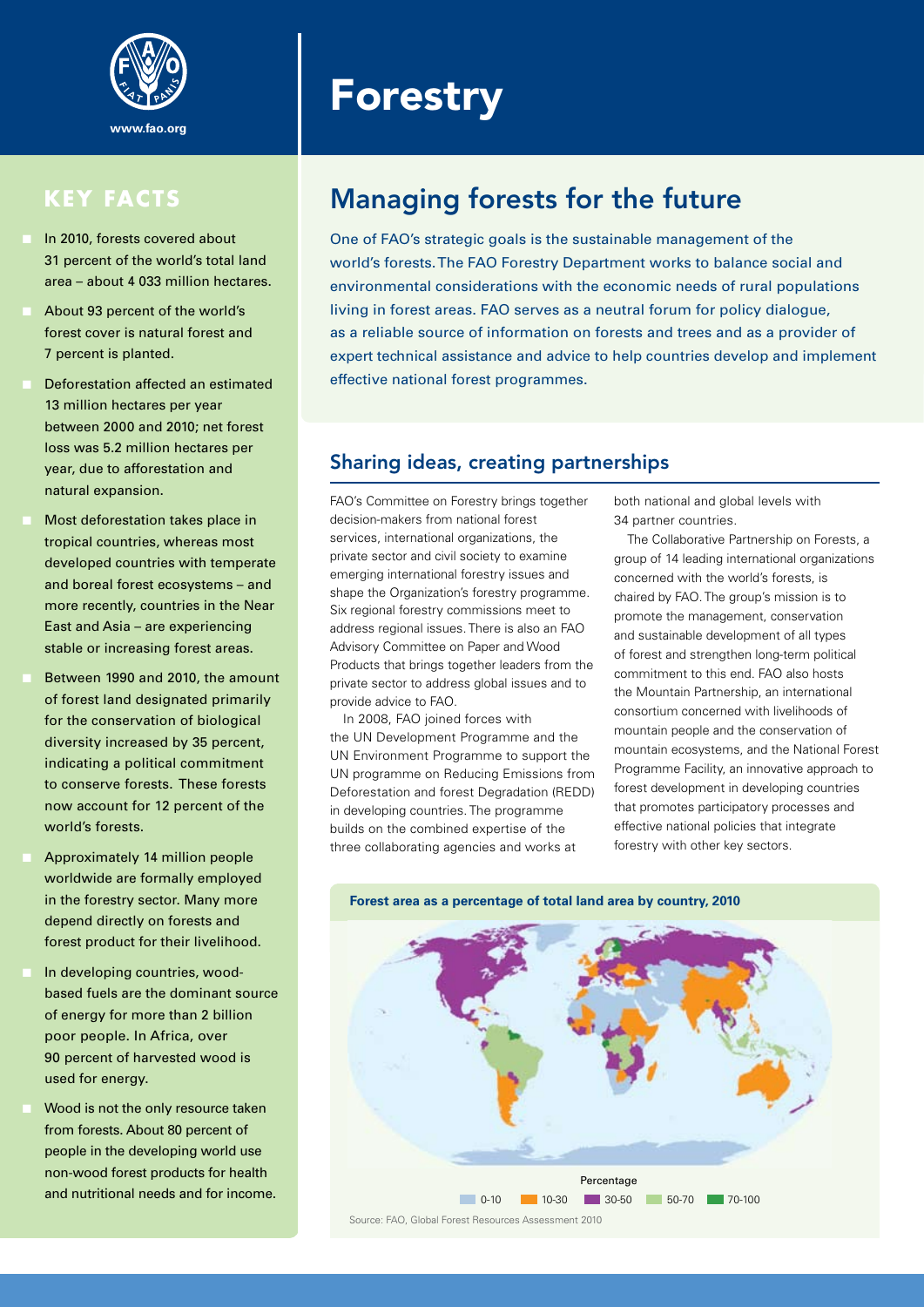www.fao.org

# Forestry

## KEY FACTS

- In 2010, forests covered about 31 percent of the world's total land area – about 4 033 million hectares.
- About 93 percent of the world's forest cover is natural forest and 7 percent is planted.
- Deforestation affected an estimated 13 million hectares per year between 2000 and 2010; net forest loss was 5.2 million hectares per year, due to afforestation and natural expansion.
- Most deforestation takes place in tropical countries, whereas most developed countries with temperate and boreal forest ecosystems – and more recently, countries in the Near East and Asia – are experiencing stable or increasing forest areas.
- Between 1990 and 2010, the amount of forest land designated primarily for the conservation of biological diversity increased by 35 percent, indicating a political commitment to conserve forests. These forests now account for 12 percent of the world's forests.
- Approximately 14 million people worldwide are formally employed in the forestry sector. Many more depend directly on forests and forest product for their livelihood.
- In developing countries, wood-based fuels are the dominant source of energy for more than 2 billion poor people. In Africa, over 90 percent of harvested wood is used for energy.
- Wood is not the only resource taken from forests. About 80 percent of people in the developing world use non-wood forest products for health and nutritional needs and for income.

## Managing forests for the future

One of FAO's strategic goals is the sustainable management of the world's forests. The FAO Forestry Department works to balance social and environmental considerations with the economic needs of rural populations living in forest areas. FAO serves as a neutral forum for policy dialogue, as a reliable source of information on forests and trees and as a provider of expert technical assistance and advice to help countries develop and implement effective national forest programmes.

### Sharing ideas, creating partnerships

FAO's Committee on Forestry brings together decision-makers from national forest services, international organizations, the private sector and civil society to examine emerging international forestry issues and shape the Organization's forestry programme. Six regional forestry commissions meet to address regional issues. There is also an FAO Advisory Committee on Paper and Wood Products that brings together leaders from the private sector to address global issues and to provide advice to FAO.

In 2008, FAO joined forces with the UN Development Programme and the UN Environment Programme to support the UN programme on Reducing Emissions from Deforestation and forest Degradation (REDD) in developing countries. The programme builds on the combined expertise of the three collaborating agencies and works at both national and global levels with 34 partner countries.

The Collaborative Partnership on Forests, a group of 14 leading international organizations concerned with the world's forests, is chaired by FAO. The group's mission is to promote the management, conservation and sustainable development of all types of forest and strengthen long-term political commitment to this end. FAO also hosts the Mountain Partnership, an international consortium concerned with livelihoods of mountain people and the conservation of mountain ecosystems, and the National Forest Programme Facility, an innovative approach to forest development in developing countries that promotes participatory processes and effective national policies that integrate forestry with other key sectors.

**Forest area as a percentage of total land area by country, 2010**

Percentage: 0-10 | 10-30 | 30-50 | 50-70 | 70-100

Source: FAO, Global Forest Resources Assessment 2010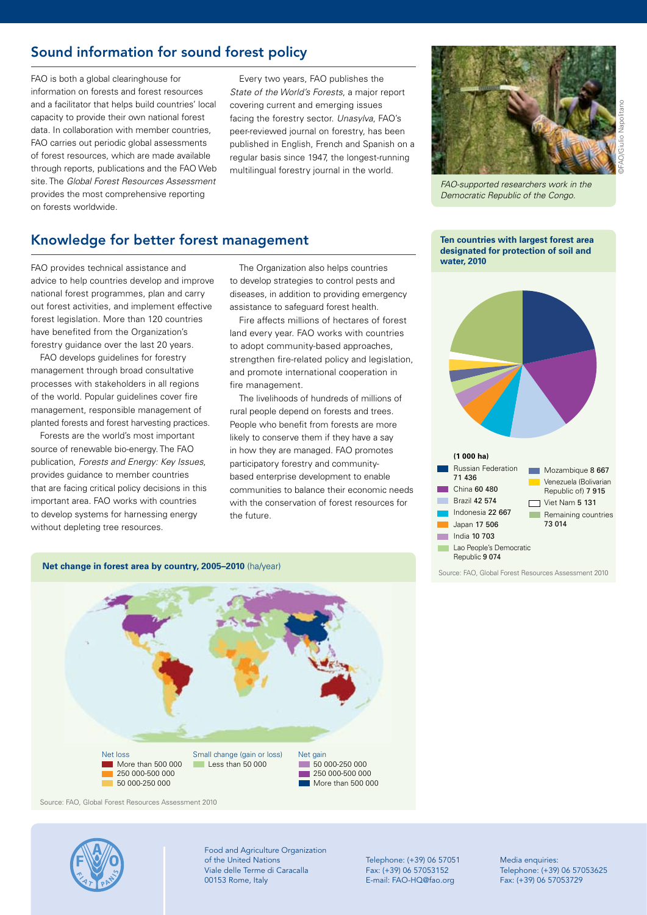## Sound information for sound forest policy

FAO is both a global clearinghouse for information on forests and forest resources and a facilitator that helps build countries' local capacity to provide their own national forest data. In collaboration with member countries, FAO carries out periodic global assessments of forest resources, which are made available through reports, publications and the FAO Web site. The *Global Forest Resources Assessment* provides the most comprehensive reporting on forests worldwide.

Every two years, FAO publishes the *State of the World's Forests*, a major report covering current and emerging issues facing the forestry sector. *Unasylva*, FAO's peer-reviewed journal on forestry, has been published in English, French and Spanish on a regular basis since 1947, the longest-running multilingual forestry journal in the world.

©FAO/Giulio Napolitano

*FAO-supported researchers work in the Democratic Republic of the Congo.*

## Knowledge for better forest management

FAO provides technical assistance and advice to help countries develop and improve national forest programmes, plan and carry out forest activities, and implement effective forest legislation. More than 120 countries have benefited from the Organization's forestry guidance over the last 20 years.

FAO develops guidelines for forestry management through broad consultative processes with stakeholders in all regions of the world. Popular guidelines cover fire management, responsible management of planted forests and forest harvesting practices.

Forests are the world's most important source of renewable bio-energy. The FAO publication, *Forests and Energy: Key Issues*, provides guidance to member countries that are facing critical policy decisions in this important area. FAO works with countries to develop systems for harnessing energy without depleting tree resources.

The Organization also helps countries to develop strategies to control pests and diseases, in addition to providing emergency assistance to safeguard forest health.

Fire affects millions of hectares of forest land every year. FAO works with countries to adopt community-based approaches, strengthen fire-related policy and legislation, and promote international cooperation in fire management.

The livelihoods of hundreds of millions of rural people depend on forests and trees. People who benefit from forests are more likely to conserve them if they have a say in how they are managed. FAO promotes participatory forestry and community-based enterprise development to enable communities to balance their economic needs with the conservation of forest resources for the future.

**Ten countries with largest forest area designated for protection of soil and water, 2010**

(1 000 ha)

Russian Federation 71 436
China 60 480
Brazil 42 574
Indonesia 22 667
Japan 17 506
India 10 703
Lao People's Democratic Republic 9 074
Mozambique 8 667
Venezuela (Bolivarian Republic of) 7 915
Viet Nam 5 131
Remaining countries 73 014

Source: FAO, Global Forest Resources Assessment 2010

**Net change in forest area by country, 2005–2010** (ha/year)

Net loss
More than 500 000
250 000-500 000
50 000-250 000

Small change (gain or loss)
Less than 50 000

Net gain
50 000-250 000
250 000-500 000
More than 500 000

Source: FAO, Global Forest Resources Assessment 2010

Food and Agriculture Organization of the United Nations
Viale delle Terme di Caracalla
00153 Rome, Italy

Telephone: (+39) 06 57051
Fax: (+39) 06 57053152
E-mail: FAO-HQ@fao.org

Media enquiries:
Telephone: (+39) 06 57053625
Fax: (+39) 06 57053729